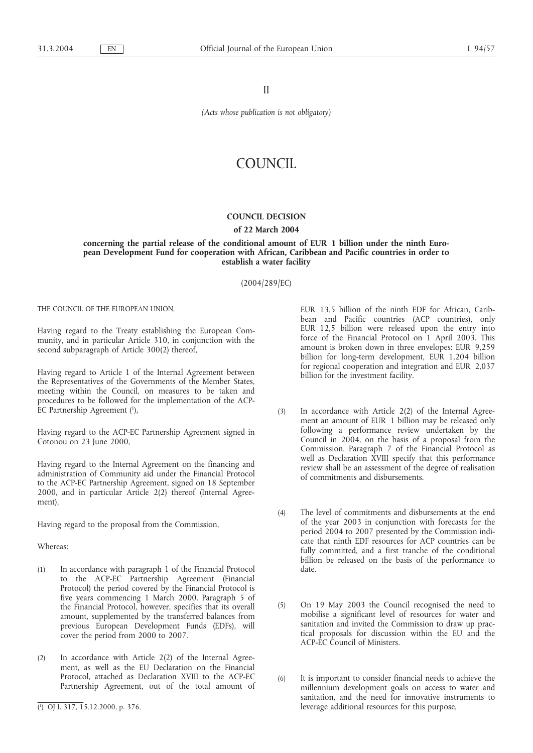II

*(Acts whose publication is not obligatory)*

# COUNCIL

## COUNCIL DECISION

### of 22 March 2004

### concerning the partial release of the conditional amount of EUR 1 billion under the ninth European Development Fund for cooperation with African, Caribbean and Pacific countries in order to establish a water facility

(2004/289/EC)

THE COUNCIL OF THE EUROPEAN UNION,

Having regard to the Treaty establishing the European Community, and in particular Article 310, in conjunction with the second subparagraph of Article 300(2) thereof,

Having regard to Article 1 of the Internal Agreement between the Representatives of the Governments of the Member States, meeting within the Council, on measures to be taken and procedures to be followed for the implementation of the ACP-EC Partnership Agreement ([1]),

Having regard to the ACP-EC Partnership Agreement signed in Cotonou on 23 June 2000,

Having regard to the Internal Agreement on the financing and administration of Community aid under the Financial Protocol to the ACP-EC Partnership Agreement, signed on 18 September 2000, and in particular Article 2(2) thereof (Internal Agreement),

Having regard to the proposal from the Commission,

Whereas:

(1) In accordance with paragraph 1 of the Financial Protocol to the ACP-EC Partnership Agreement (Financial Protocol) the period covered by the Financial Protocol is five years commencing 1 March 2000. Paragraph 5 of the Financial Protocol, however, specifies that its overall amount, supplemented by the transferred balances from previous European Development Funds (EDFs), will cover the period from 2000 to 2007.

(2) In accordance with Article 2(2) of the Internal Agreement, as well as the EU Declaration on the Financial Protocol, attached as Declaration XVIII to the ACP-EC Partnership Agreement, out of the total amount of EUR 13,5 billion of the ninth EDF for African, Caribbean and Pacific countries (ACP countries), only EUR 12,5 billion were released upon the entry into force of the Financial Protocol on 1 April 2003. This amount is broken down in three envelopes: EUR 9,259 billion for long-term development, EUR 1,204 billion for regional cooperation and integration and EUR 2,037 billion for the investment facility.

(3) In accordance with Article 2(2) of the Internal Agreement an amount of EUR 1 billion may be released only following a performance review undertaken by the Council in 2004, on the basis of a proposal from the Commission. Paragraph 7 of the Financial Protocol as well as Declaration XVIII specify that this performance review shall be an assessment of the degree of realisation of commitments and disbursements.

(4) The level of commitments and disbursements at the end of the year 2003 in conjunction with forecasts for the period 2004 to 2007 presented by the Commission indicate that ninth EDF resources for ACP countries can be fully committed, and a first tranche of the conditional billion be released on the basis of the performance to date.

(5) On 19 May 2003 the Council recognised the need to mobilise a significant level of resources for water and sanitation and invited the Commission to draw up practical proposals for discussion within the EU and the ACP-EC Council of Ministers.

(6) It is important to consider financial needs to achieve the millennium development goals on access to water and sanitation, and the need for innovative instruments to leverage additional resources for this purpose,

---

([1]) OJ L 317, 15.12.2000, p. 376.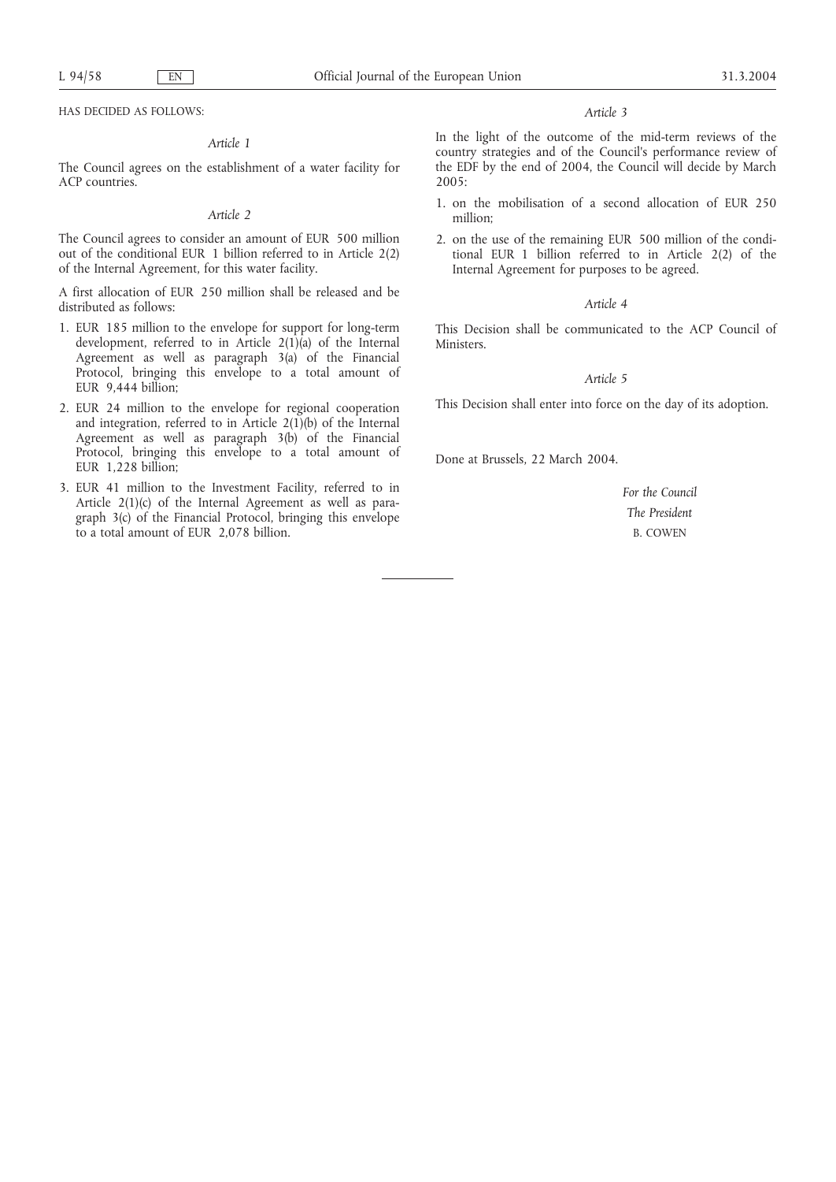HAS DECIDED AS FOLLOWS:

*Article 1*

The Council agrees on the establishment of a water facility for ACP countries.

*Article 2*

The Council agrees to consider an amount of EUR 500 million out of the conditional EUR 1 billion referred to in Article 2(2) of the Internal Agreement, for this water facility.

A first allocation of EUR 250 million shall be released and be distributed as follows:

1. EUR 185 million to the envelope for support for long-term development, referred to in Article 2(1)(a) of the Internal Agreement as well as paragraph 3(a) of the Financial Protocol, bringing this envelope to a total amount of EUR 9,444 billion;
2. EUR 24 million to the envelope for regional cooperation and integration, referred to in Article 2(1)(b) of the Internal Agreement as well as paragraph 3(b) of the Financial Protocol, bringing this envelope to a total amount of EUR 1,228 billion;
3. EUR 41 million to the Investment Facility, referred to in Article 2(1)(c) of the Internal Agreement as well as paragraph 3(c) of the Financial Protocol, bringing this envelope to a total amount of EUR 2,078 billion.

*Article 3*

In the light of the outcome of the mid-term reviews of the country strategies and of the Council's performance review of the EDF by the end of 2004, the Council will decide by March 2005:

1. on the mobilisation of a second allocation of EUR 250 million;
2. on the use of the remaining EUR 500 million of the conditional EUR 1 billion referred to in Article 2(2) of the Internal Agreement for purposes to be agreed.

*Article 4*

This Decision shall be communicated to the ACP Council of Ministers.

*Article 5*

This Decision shall enter into force on the day of its adoption.

Done at Brussels, 22 March 2004.

*For the Council*

*The President*

B. COWEN